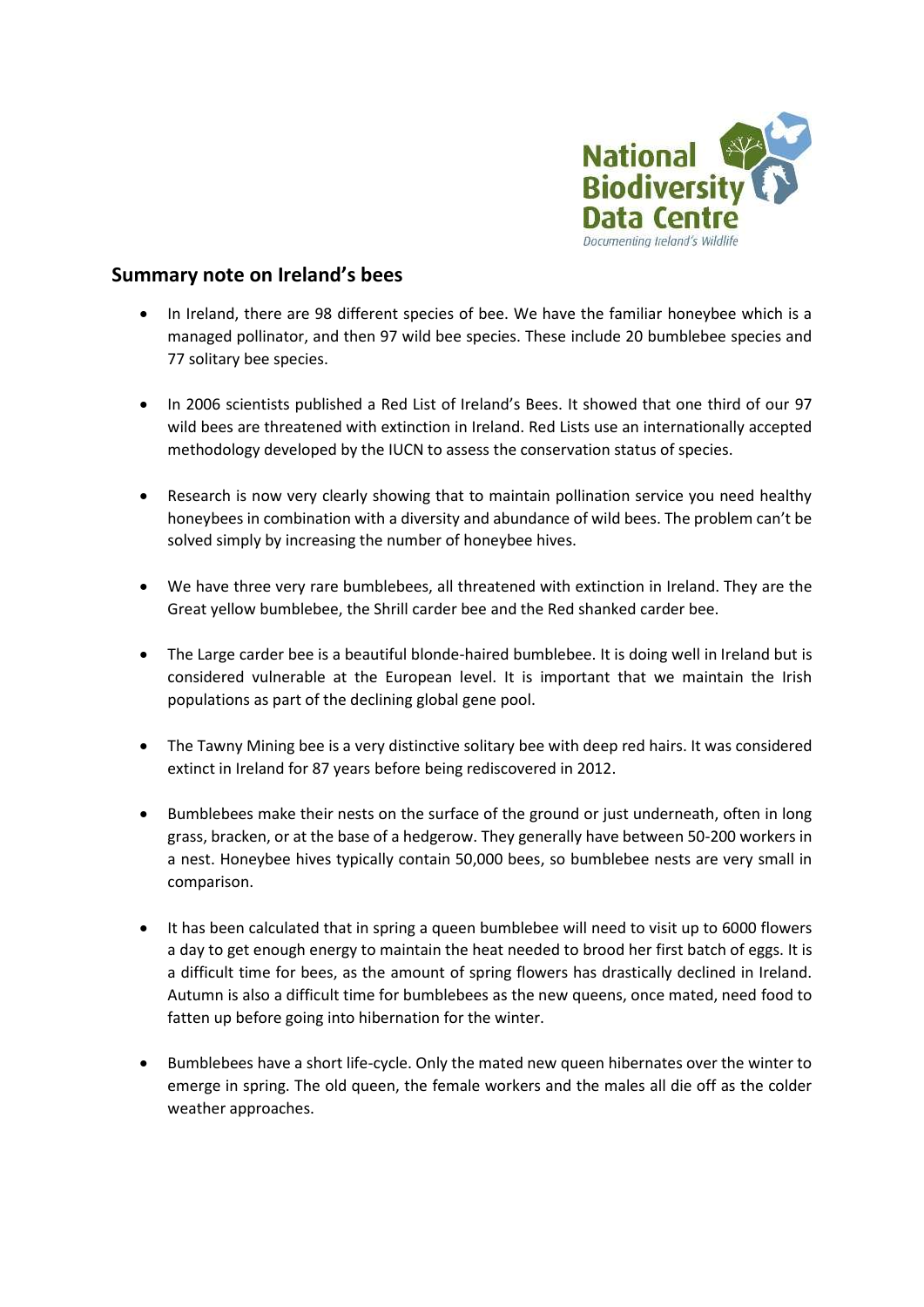## Summary note on Ireland's bees

- In Ireland, there are 98 different species of bee. We have the familiar honeybee which is a managed pollinator, and then 97 wild bee species. These include 20 bumblebee species and 77 solitary bee species.

- In 2006 scientists published a Red List of Ireland's Bees. It showed that one third of our 97 wild bees are threatened with extinction in Ireland. Red Lists use an internationally accepted methodology developed by the IUCN to assess the conservation status of species.

- Research is now very clearly showing that to maintain pollination service you need healthy honeybees in combination with a diversity and abundance of wild bees. The problem can't be solved simply by increasing the number of honeybee hives.

- We have three very rare bumblebees, all threatened with extinction in Ireland. They are the Great yellow bumblebee, the Shrill carder bee and the Red shanked carder bee.

- The Large carder bee is a beautiful blonde-haired bumblebee. It is doing well in Ireland but is considered vulnerable at the European level. It is important that we maintain the Irish populations as part of the declining global gene pool.

- The Tawny Mining bee is a very distinctive solitary bee with deep red hairs. It was considered extinct in Ireland for 87 years before being rediscovered in 2012.

- Bumblebees make their nests on the surface of the ground or just underneath, often in long grass, bracken, or at the base of a hedgerow. They generally have between 50-200 workers in a nest. Honeybee hives typically contain 50,000 bees, so bumblebee nests are very small in comparison.

- It has been calculated that in spring a queen bumblebee will need to visit up to 6000 flowers a day to get enough energy to maintain the heat needed to brood her first batch of eggs. It is a difficult time for bees, as the amount of spring flowers has drastically declined in Ireland. Autumn is also a difficult time for bumblebees as the new queens, once mated, need food to fatten up before going into hibernation for the winter.

- Bumblebees have a short life-cycle. Only the mated new queen hibernates over the winter to emerge in spring. The old queen, the female workers and the males all die off as the colder weather approaches.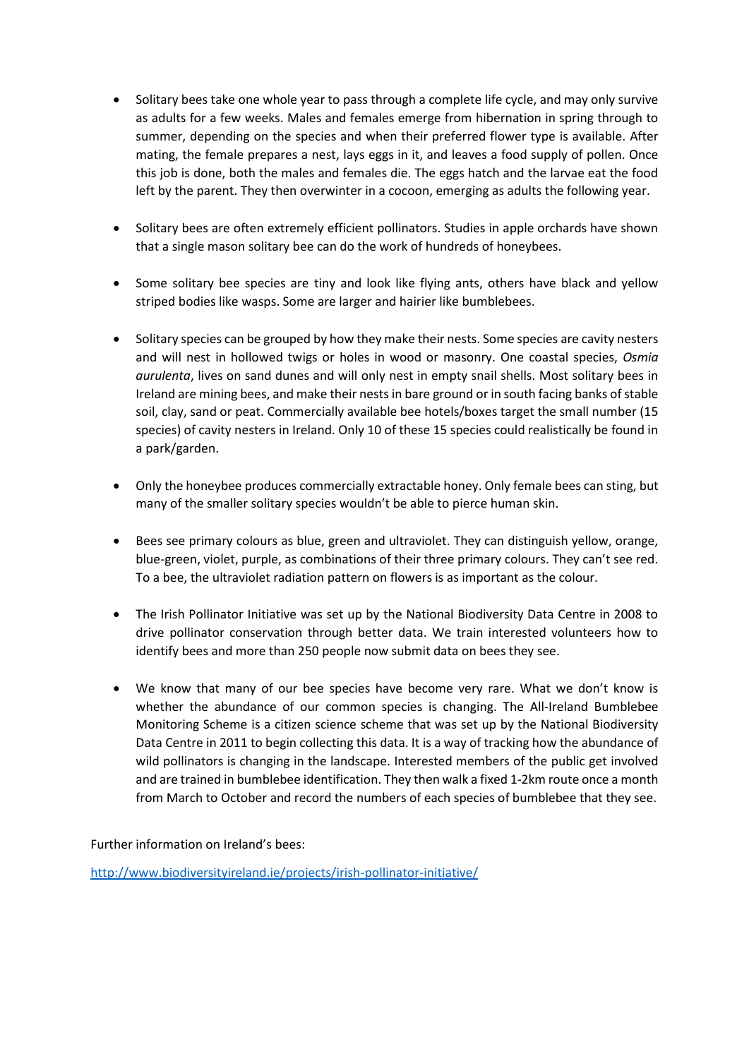- Solitary bees take one whole year to pass through a complete life cycle, and may only survive as adults for a few weeks. Males and females emerge from hibernation in spring through to summer, depending on the species and when their preferred flower type is available. After mating, the female prepares a nest, lays eggs in it, and leaves a food supply of pollen. Once this job is done, both the males and females die. The eggs hatch and the larvae eat the food left by the parent. They then overwinter in a cocoon, emerging as adults the following year.

- Solitary bees are often extremely efficient pollinators. Studies in apple orchards have shown that a single mason solitary bee can do the work of hundreds of honeybees.

- Some solitary bee species are tiny and look like flying ants, others have black and yellow striped bodies like wasps. Some are larger and hairier like bumblebees.

- Solitary species can be grouped by how they make their nests. Some species are cavity nesters and will nest in hollowed twigs or holes in wood or masonry. One coastal species, *Osmia aurulenta*, lives on sand dunes and will only nest in empty snail shells. Most solitary bees in Ireland are mining bees, and make their nests in bare ground or in south facing banks of stable soil, clay, sand or peat. Commercially available bee hotels/boxes target the small number (15 species) of cavity nesters in Ireland. Only 10 of these 15 species could realistically be found in a park/garden.

- Only the honeybee produces commercially extractable honey. Only female bees can sting, but many of the smaller solitary species wouldn't be able to pierce human skin.

- Bees see primary colours as blue, green and ultraviolet. They can distinguish yellow, orange, blue-green, violet, purple, as combinations of their three primary colours. They can't see red. To a bee, the ultraviolet radiation pattern on flowers is as important as the colour.

- The Irish Pollinator Initiative was set up by the National Biodiversity Data Centre in 2008 to drive pollinator conservation through better data. We train interested volunteers how to identify bees and more than 250 people now submit data on bees they see.

- We know that many of our bee species have become very rare. What we don't know is whether the abundance of our common species is changing. The All-Ireland Bumblebee Monitoring Scheme is a citizen science scheme that was set up by the National Biodiversity Data Centre in 2011 to begin collecting this data. It is a way of tracking how the abundance of wild pollinators is changing in the landscape. Interested members of the public get involved and are trained in bumblebee identification. They then walk a fixed 1-2km route once a month from March to October and record the numbers of each species of bumblebee that they see.

Further information on Ireland's bees:

[http://www.biodiversityireland.ie/projects/irish-pollinator-initiative/](http://www.biodiversityireland.ie/projects/irish-pollinator-initiative/)